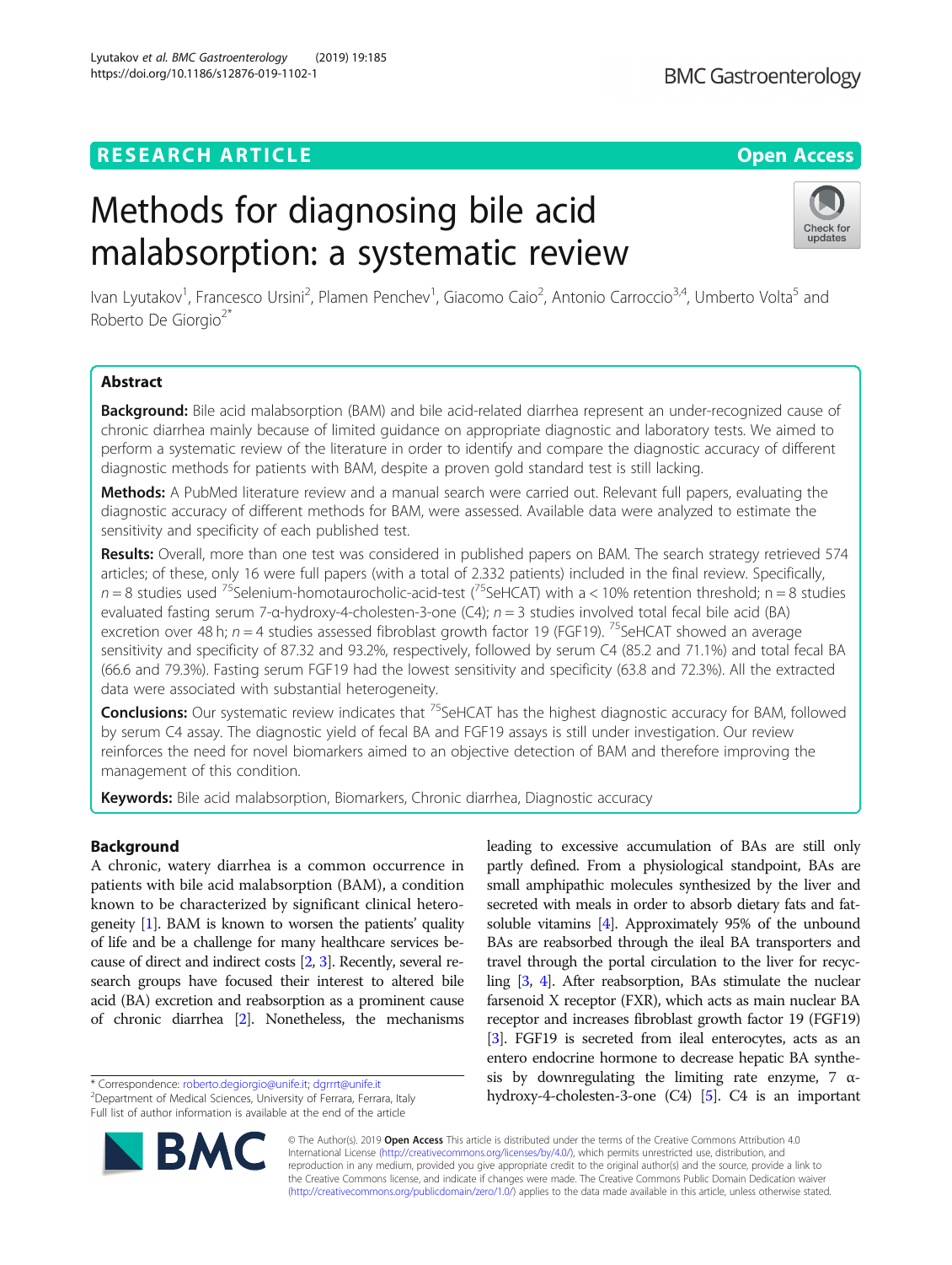RESEARCH ARTICLE

Open Access

# Methods for diagnosing bile acid malabsorption: a systematic review

Ivan Lyutakov[1], Francesco Ursini[2], Plamen Penchev[1], Giacomo Caio[2], Antonio Carroccio[3,4], Umberto Volta[5] and Roberto De Giorgio[2*]

## Abstract

**Background:** Bile acid malabsorption (BAM) and bile acid-related diarrhea represent an under-recognized cause of chronic diarrhea mainly because of limited guidance on appropriate diagnostic and laboratory tests. We aimed to perform a systematic review of the literature in order to identify and compare the diagnostic accuracy of different diagnostic methods for patients with BAM, despite a proven gold standard test is still lacking.

**Methods:** A PubMed literature review and a manual search were carried out. Relevant full papers, evaluating the diagnostic accuracy of different methods for BAM, were assessed. Available data were analyzed to estimate the sensitivity and specificity of each published test.

**Results:** Overall, more than one test was considered in published papers on BAM. The search strategy retrieved 574 articles; of these, only 16 were full papers (with a total of 2.332 patients) included in the final review. Specifically, $n = 8$ studies used $^{75}$Selenium-homotaurocholic-acid-test ($^{75}$SeHCAT) with a < 10% retention threshold; n = 8 studies evaluated fasting serum 7-α-hydroxy-4-cholesten-3-one (C4); $n = 3$ studies involved total fecal bile acid (BA) excretion over 48 h; $n = 4$ studies assessed fibroblast growth factor 19 (FGF19). $^{75}$SeHCAT showed an average sensitivity and specificity of 87.32 and 93.2%, respectively, followed by serum C4 (85.2 and 71.1%) and total fecal BA (66.6 and 79.3%). Fasting serum FGF19 had the lowest sensitivity and specificity (63.8 and 72.3%). All the extracted data were associated with substantial heterogeneity.

**Conclusions:** Our systematic review indicates that $^{75}$SeHCAT has the highest diagnostic accuracy for BAM, followed by serum C4 assay. The diagnostic yield of fecal BA and FGF19 assays is still under investigation. Our review reinforces the need for novel biomarkers aimed to an objective detection of BAM and therefore improving the management of this condition.

**Keywords:** Bile acid malabsorption, Biomarkers, Chronic diarrhea, Diagnostic accuracy

## Background

A chronic, watery diarrhea is a common occurrence in patients with bile acid malabsorption (BAM), a condition known to be characterized by significant clinical heterogeneity [1]. BAM is known to worsen the patients' quality of life and be a challenge for many healthcare services because of direct and indirect costs [2, 3]. Recently, several research groups have focused their interest to altered bile acid (BA) excretion and reabsorption as a prominent cause of chronic diarrhea [2]. Nonetheless, the mechanisms leading to excessive accumulation of BAs are still only partly defined. From a physiological standpoint, BAs are small amphipathic molecules synthesized by the liver and secreted with meals in order to absorb dietary fats and fat-soluble vitamins [4]. Approximately 95% of the unbound BAs are reabsorbed through the ileal BA transporters and travel through the portal circulation to the liver for recycling [3, 4]. After reabsorption, BAs stimulate the nuclear farsenoid X receptor (FXR), which acts as main nuclear BA receptor and increases fibroblast growth factor 19 (FGF19) [3]. FGF19 is secreted from ileal enterocytes, acts as an entero endocrine hormone to decrease hepatic BA synthesis by downregulating the limiting rate enzyme, 7 α-hydroxy-4-cholesten-3-one (C4) [5]. C4 is an important

* Correspondence: roberto.degiorgio@unife.it; dgrrrt@unife.it
[2]Department of Medical Sciences, University of Ferrara, Ferrara, Italy
Full list of author information is available at the end of the article

© The Author(s). 2019 **Open Access** This article is distributed under the terms of the Creative Commons Attribution 4.0 International License (http://creativecommons.org/licenses/by/4.0/), which permits unrestricted use, distribution, and reproduction in any medium, provided you give appropriate credit to the original author(s) and the source, provide a link to the Creative Commons license, and indicate if changes were made. The Creative Commons Public Domain Dedication waiver (http://creativecommons.org/publicdomain/zero/1.0/) applies to the data made available in this article, unless otherwise stated.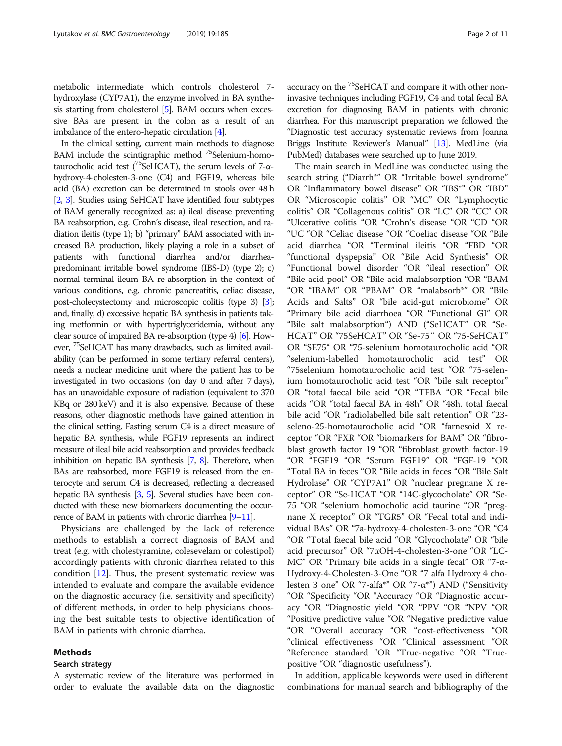metabolic intermediate which controls cholesterol 7-hydroxylase (CYP7A1), the enzyme involved in BA synthesis starting from cholesterol [5]. BAM occurs when excessive BAs are present in the colon as a result of an imbalance of the entero-hepatic circulation [4].

In the clinical setting, current main methods to diagnose BAM include the scintigraphic method $^{75}$Selenium-homotaurocholic acid test ($^{75}$SeHCAT), the serum levels of 7-α-hydroxy-4-cholesten-3-one (C4) and FGF19, whereas bile acid (BA) excretion can be determined in stools over 48 h [2, 3]. Studies using SeHCAT have identified four subtypes of BAM generally recognized as: a) ileal disease preventing BA reabsorption, e.g. Crohn's disease, ileal resection, and radiation ileitis (type 1); b) "primary" BAM associated with increased BA production, likely playing a role in a subset of patients with functional diarrhea and/or diarrhea-predominant irritable bowel syndrome (IBS-D) (type 2); c) normal terminal ileum BA re-absorption in the context of various conditions, e.g. chronic pancreatitis, celiac disease, post-cholecystectomy and microscopic colitis (type 3) [3]; and, finally, d) excessive hepatic BA synthesis in patients taking metformin or with hypertriglyceridemia, without any clear source of impaired BA re-absorption (type 4) [6]. However, $^{75}$SeHCAT has many drawbacks, such as limited availability (can be performed in some tertiary referral centers), needs a nuclear medicine unit where the patient has to be investigated in two occasions (on day 0 and after 7 days), has an unavoidable exposure of radiation (equivalent to 370 KBq or 280 keV) and it is also expensive. Because of these reasons, other diagnostic methods have gained attention in the clinical setting. Fasting serum C4 is a direct measure of hepatic BA synthesis, while FGF19 represents an indirect measure of ileal bile acid reabsorption and provides feedback inhibition on hepatic BA synthesis [7, 8]. Therefore, when BAs are reabsorbed, more FGF19 is released from the enterocyte and serum C4 is decreased, reflecting a decreased hepatic BA synthesis [3, 5]. Several studies have been conducted with these new biomarkers documenting the occurrence of BAM in patients with chronic diarrhea [9–11].

Physicians are challenged by the lack of reference methods to establish a correct diagnosis of BAM and treat (e.g. with cholestyramine, colesevelam or colestipol) accordingly patients with chronic diarrhea related to this condition [12]. Thus, the present systematic review was intended to evaluate and compare the available evidence on the diagnostic accuracy (i.e. sensitivity and specificity) of different methods, in order to help physicians choosing the best suitable tests to objective identification of BAM in patients with chronic diarrhea.

## Methods

### Search strategy

A systematic review of the literature was performed in order to evaluate the available data on the diagnostic accuracy on the $^{75}$SeHCAT and compare it with other non-invasive techniques including FGF19, C4 and total fecal BA excretion for diagnosing BAM in patients with chronic diarrhea. For this manuscript preparation we followed the "Diagnostic test accuracy systematic reviews from Joanna Briggs Institute Reviewer's Manual" [13]. MedLine (via PubMed) databases were searched up to June 2019.

The main search in MedLine was conducted using the search string ("Diarrh*" OR "Irritable bowel syndrome" OR "Inflammatory bowel disease" OR "IBS*" OR "IBD" OR "Microscopic colitis" OR "MC" OR "Lymphocytic colitis" OR "Collagenous colitis" OR "LC" OR "CC" OR "Ulcerative colitis "OR "Crohn's disease "OR "CD "OR "UC "OR "Celiac disease "OR "Coeliac disease "OR "Bile acid diarrhea "OR "Terminal ileitis "OR "FBD "OR "functional dyspepsia" OR "Bile Acid Synthesis" OR "Functional bowel disorder "OR "ileal resection" OR "Bile acid pool" OR "Bile acid malabsorption "OR "BAM "OR "IBAM" OR "PBAM" OR "malabsorb*" OR "Bile Acids and Salts" OR "bile acid-gut microbiome" OR "Primary bile acid diarrhoea "OR "Functional GI" OR "Bile salt malabsorption") AND ("SeHCAT" OR "Se-HCAT" OR "75SeHCAT" OR "Se-75″ OR "75-SeHCAT" OR "SE75" OR "75-selenium homotaurocholic acid "OR "selenium-labelled homotaurocholic acid test" OR "75selenium homotaurocholic acid test "OR "75-selenium homotaurocholic acid test "OR "bile salt receptor" OR "total faecal bile acid "OR "TFBA "OR "Fecal bile acids "OR "total faecal BA in 48h" OR "48h. total faecal bile acid "OR "radiolabelled bile salt retention" OR "23-seleno-25-homotaurocholic acid "OR "farnesoid X receptor "OR "FXR "OR "biomarkers for BAM" OR "fibroblast growth factor 19 "OR "fibroblast growth factor-19 "OR "FGF19 "OR "Serum FGF19" OR "FGF-19 "OR "Total BA in feces "OR "Bile acids in feces "OR "Bile Salt Hydrolase" OR "CYP7A1" OR "nuclear pregnane X receptor" OR "Se-HCAT "OR "14C-glycocholate" OR "Se-75 "OR "selenium homocholic acid taurine "OR "pregnane X receptor" OR "TGR5" OR "Fecal total and individual BAs" OR "7a-hydroxy-4-cholesten-3-one "OR "C4 "OR "Total faecal bile acid "OR "Glycocholate" OR "bile acid precursor" OR "7αOH-4-cholesten-3-one "OR "LC-MC" OR "Primary bile acids in a single fecal" OR "7-α-Hydroxy-4-Cholesten-3-One "OR "7 alfa Hydroxy 4 cholesten 3 one" OR "7-alfa*" OR "7-α*") AND ("Sensitivity "OR "Specificity "OR "Accuracy "OR "Diagnostic accuracy "OR "Diagnostic yield "OR "PPV "OR "NPV "OR "Positive predictive value "OR "Negative predictive value "OR "Overall accuracy "OR "cost-effectiveness "OR "clinical effectiveness "OR "Clinical assessment "OR "Reference standard "OR "True-negative "OR "True-positive "OR "diagnostic usefulness").

In addition, applicable keywords were used in different combinations for manual search and bibliography of the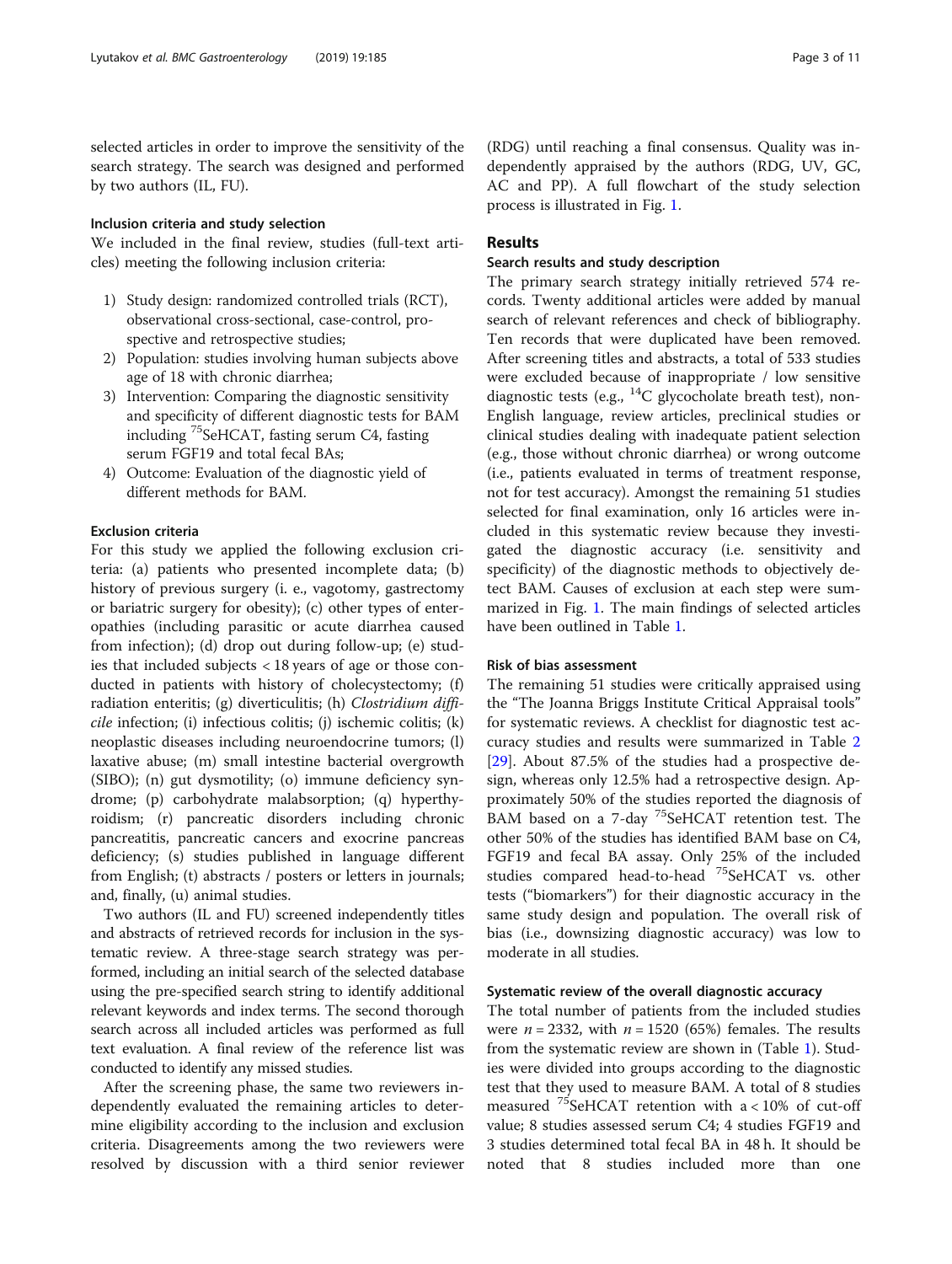selected articles in order to improve the sensitivity of the search strategy. The search was designed and performed by two authors (IL, FU).

### Inclusion criteria and study selection

We included in the final review, studies (full-text articles) meeting the following inclusion criteria:

1) Study design: randomized controlled trials (RCT), observational cross-sectional, case-control, prospective and retrospective studies;
2) Population: studies involving human subjects above age of 18 with chronic diarrhea;
3) Intervention: Comparing the diagnostic sensitivity and specificity of different diagnostic tests for BAM including $^{75}$SeHCAT, fasting serum C4, fasting serum FGF19 and total fecal BAs;
4) Outcome: Evaluation of the diagnostic yield of different methods for BAM.

### Exclusion criteria

For this study we applied the following exclusion criteria: (a) patients who presented incomplete data; (b) history of previous surgery (i. e., vagotomy, gastrectomy or bariatric surgery for obesity); (c) other types of enteropathies (including parasitic or acute diarrhea caused from infection); (d) drop out during follow-up; (e) studies that included subjects < 18 years of age or those conducted in patients with history of cholecystectomy; (f) radiation enteritis; (g) diverticulitis; (h) *Clostridium difficile* infection; (i) infectious colitis; (j) ischemic colitis; (k) neoplastic diseases including neuroendocrine tumors; (l) laxative abuse; (m) small intestine bacterial overgrowth (SIBO); (n) gut dysmotility; (o) immune deficiency syndrome; (p) carbohydrate malabsorption; (q) hyperthyroidism; (r) pancreatic disorders including chronic pancreatitis, pancreatic cancers and exocrine pancreas deficiency; (s) studies published in language different from English; (t) abstracts / posters or letters in journals; and, finally, (u) animal studies.

Two authors (IL and FU) screened independently titles and abstracts of retrieved records for inclusion in the systematic review. A three-stage search strategy was performed, including an initial search of the selected database using the pre-specified search string to identify additional relevant keywords and index terms. The second thorough search across all included articles was performed as full text evaluation. A final review of the reference list was conducted to identify any missed studies.

After the screening phase, the same two reviewers independently evaluated the remaining articles to determine eligibility according to the inclusion and exclusion criteria. Disagreements among the two reviewers were resolved by discussion with a third senior reviewer (RDG) until reaching a final consensus. Quality was independently appraised by the authors (RDG, UV, GC, AC and PP). A full flowchart of the study selection process is illustrated in Fig. 1.

## Results

### Search results and study description

The primary search strategy initially retrieved 574 records. Twenty additional articles were added by manual search of relevant references and check of bibliography. Ten records that were duplicated have been removed. After screening titles and abstracts, a total of 533 studies were excluded because of inappropriate / low sensitive diagnostic tests (e.g., $^{14}$C glycocholate breath test), non-English language, review articles, preclinical studies or clinical studies dealing with inadequate patient selection (e.g., those without chronic diarrhea) or wrong outcome (i.e., patients evaluated in terms of treatment response, not for test accuracy). Amongst the remaining 51 studies selected for final examination, only 16 articles were included in this systematic review because they investigated the diagnostic accuracy (i.e. sensitivity and specificity) of the diagnostic methods to objectively detect BAM. Causes of exclusion at each step were summarized in Fig. 1. The main findings of selected articles have been outlined in Table 1.

### Risk of bias assessment

The remaining 51 studies were critically appraised using the "The Joanna Briggs Institute Critical Appraisal tools" for systematic reviews. A checklist for diagnostic test accuracy studies and results were summarized in Table 2 [29]. About 87.5% of the studies had a prospective design, whereas only 12.5% had a retrospective design. Approximately 50% of the studies reported the diagnosis of BAM based on a 7-day $^{75}$SeHCAT retention test. The other 50% of the studies has identified BAM base on C4, FGF19 and fecal BA assay. Only 25% of the included studies compared head-to-head $^{75}$SeHCAT vs. other tests ("biomarkers") for their diagnostic accuracy in the same study design and population. The overall risk of bias (i.e., downsizing diagnostic accuracy) was low to moderate in all studies.

### Systematic review of the overall diagnostic accuracy

The total number of patients from the included studies were $n = 2332$, with $n = 1520$ (65%) females. The results from the systematic review are shown in (Table 1). Studies were divided into groups according to the diagnostic test that they used to measure BAM. A total of 8 studies measured $^{75}$SeHCAT retention with a < 10% of cut-off value; 8 studies assessed serum C4; 4 studies FGF19 and 3 studies determined total fecal BA in 48 h. It should be noted that 8 studies included more than one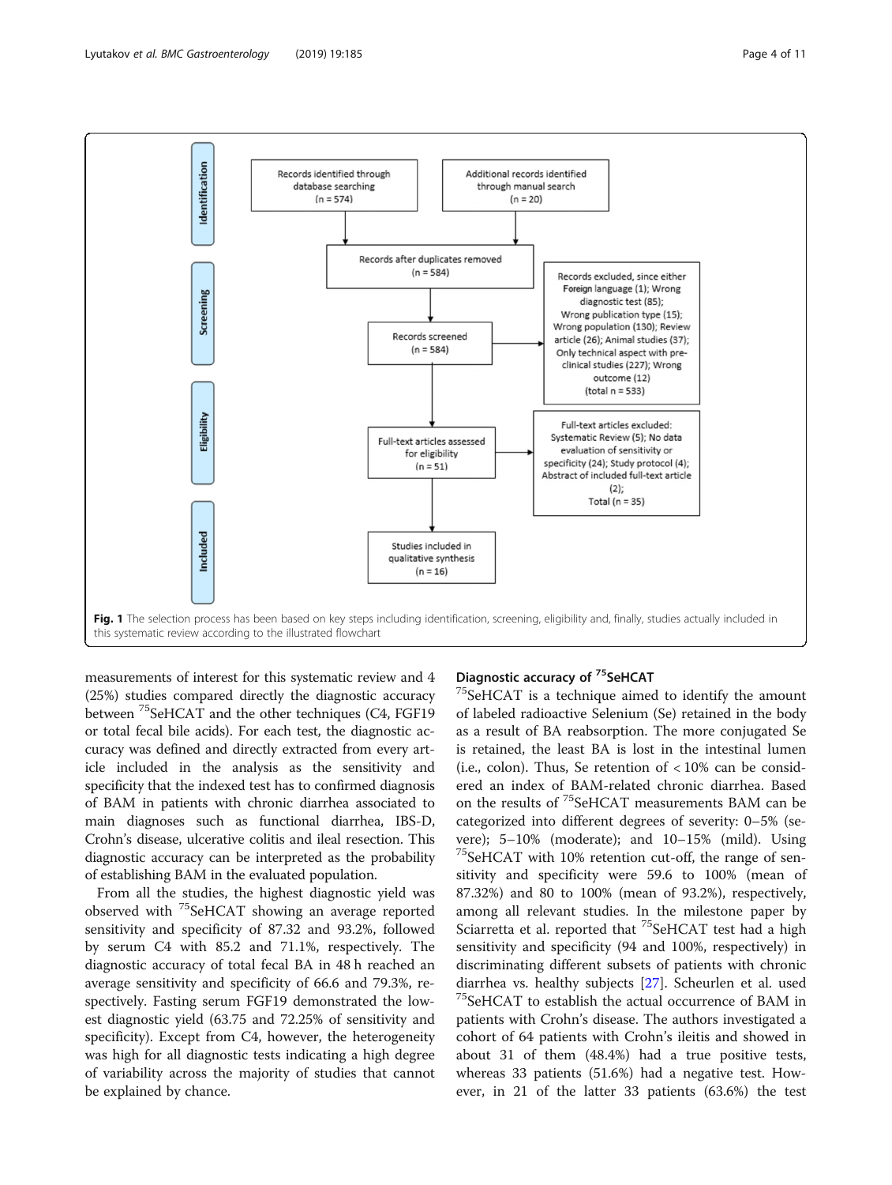**Identification**

- Records identified through database searching (n = 574)
- Additional records identified through manual search (n = 20)

**Screening**

- Records after duplicates removed (n = 584)
- Records screened (n = 584)
- Records excluded, since either Foreign language (1); Wrong diagnostic test (85); Wrong publication type (15); Wrong population (130); Review article (26); Animal studies (37); Only technical aspect with pre-clinical studies (227); Wrong outcome (12) (total n = 533)

**Eligibility**

- Full-text articles assessed for eligibility (n = 51)
- Full-text articles excluded: Systematic Review (5); No data evaluation of sensitivity or specificity (24); Study protocol (4); Abstract of included full-text article (2); Total (n = 35)

**Included**

- Studies included in qualitative synthesis (n = 16)

**Fig. 1** The selection process has been based on key steps including identification, screening, eligibility and, finally, studies actually included in this systematic review according to the illustrated flowchart

measurements of interest for this systematic review and 4 (25%) studies compared directly the diagnostic accuracy between $^{75}$SeHCAT and the other techniques (C4, FGF19 or total fecal bile acids). For each test, the diagnostic accuracy was defined and directly extracted from every article included in the analysis as the sensitivity and specificity that the indexed test has to confirmed diagnosis of BAM in patients with chronic diarrhea associated to main diagnoses such as functional diarrhea, IBS-D, Crohn's disease, ulcerative colitis and ileal resection. This diagnostic accuracy can be interpreted as the probability of establishing BAM in the evaluated population.

From all the studies, the highest diagnostic yield was observed with $^{75}$SeHCAT showing an average reported sensitivity and specificity of 87.32 and 93.2%, followed by serum C4 with 85.2 and 71.1%, respectively. The diagnostic accuracy of total fecal BA in 48 h reached an average sensitivity and specificity of 66.6 and 79.3%, respectively. Fasting serum FGF19 demonstrated the lowest diagnostic yield (63.75 and 72.25% of sensitivity and specificity). Except from C4, however, the heterogeneity was high for all diagnostic tests indicating a high degree of variability across the majority of studies that cannot be explained by chance.

## Diagnostic accuracy of $^{75}$SeHCAT

$^{75}$SeHCAT is a technique aimed to identify the amount of labeled radioactive Selenium (Se) retained in the body as a result of BA reabsorption. The more conjugated Se is retained, the least BA is lost in the intestinal lumen (i.e., colon). Thus, Se retention of < 10% can be considered an index of BAM-related chronic diarrhea. Based on the results of $^{75}$SeHCAT measurements BAM can be categorized into different degrees of severity: 0–5% (severe); 5–10% (moderate); and 10–15% (mild). Using $^{75}$SeHCAT with 10% retention cut-off, the range of sensitivity and specificity were 59.6 to 100% (mean of 87.32%) and 80 to 100% (mean of 93.2%), respectively, among all relevant studies. In the milestone paper by Sciarretta et al. reported that $^{75}$SeHCAT test had a high sensitivity and specificity (94 and 100%, respectively) in discriminating different subsets of patients with chronic diarrhea vs. healthy subjects [27]. Scheurlen et al. used $^{75}$SeHCAT to establish the actual occurrence of BAM in patients with Crohn's disease. The authors investigated a cohort of 64 patients with Crohn's ileitis and showed in about 31 of them (48.4%) had a true positive tests, whereas 33 patients (51.6%) had a negative test. However, in 21 of the latter 33 patients (63.6%) the test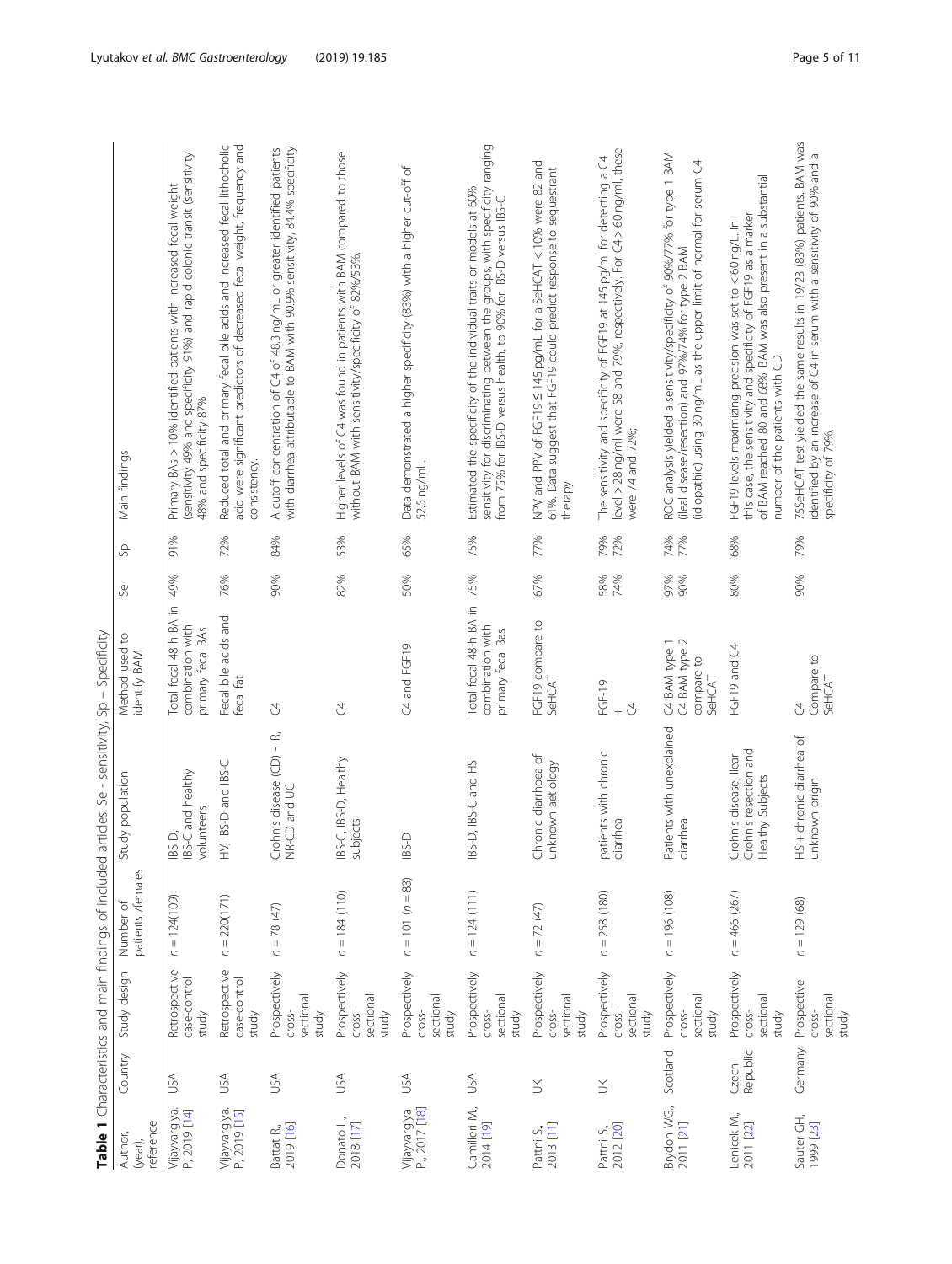**Table 1** Characteristics and main findings of included articles. Se - sensitivity, Sp – Specificity

| Author, (year), reference | Country | Study design | Number of patients /females | Study population | Method used to identify BAM | Se | Sp | Main findings |
|---|---|---|---|---|---|---|---|---|
| Vijayvargiya. P., 2019 [14] | USA | Retrospective case-control study | n = 124(109) | IBS-D, IBS-C and healthy volunteers | Total fecal 48-h BA in combination with primary fecal BAs | 49% | 91% | Primary BAs > 10% identified patients with increased fecal weight (sensitivity 49% and specificity 91%) and rapid colonic transit (sensitivity 48% and specificity 87% |
| Vijayvargiya. P., 2019 [15] | USA | Retrospective case-control study | n = 220(171) | HV, IBS-D and IBS-C | Fecal bile acids and fecal fat | 76% | 72% | Reduced total and primary fecal bile acids and increased fecal lithocholic acid were significant predictors of decreased fecal weight, frequency and consistency. |
| Battat R., 2019 [16] | USA | Prospectively cross-sectional study | n = 78 (47) | Crohn's disease (CD) - IR, NR-CD and UC | C4 | 90% | 84% | A cutoff concentration of C4 of 48.3 ng/mL or greater identified patients with diarrhea attributable to BAM with 90.9% sensitivity, 84.4% specificity |
| Donato L., 2018 [17] | USA | Prospectively cross-sectional study | n = 184 (110) | IBS-C, IBS-D, Healthy subjects | C4 | 82% | 53% | Higher levels of C4 was found in patients with BAM compared to those without BAM with sensitivity/specificity of 82%/53%. |
| Vijayvargiya P., 2017 [18] | USA | Prospectively cross-sectional study | n = 101 (n = 83) | IBS-D | C4 and FGF19 | 50% | 65% | Data demonstrated a higher specificity (83%) with a higher cut-off of 52.5 ng/mL. |
| Camilleri M., 2014 [19] | USA | Prospectively cross-sectional study | n = 124 (111) | IBS-D, IBS-C and HS | Total fecal 48-h BA in combination with primary fecal Bas | 75% | 75% | Estimated the specificity of the individual traits or models at 60% sensitivity for discriminating between the groups, with specificity ranging from 75% for IBS-D versus health, to 90% for IBS-D versus IBS-C |
| Pattni S., 2013 [11] | UK | Prospectively cross-sectional study | n = 72 (47) | Chronic diarrhoea of unknown aetiology | FGF19 compare to SeHCAT | 67% | 77% | NPV and PPV of FGF19 ≤ 145 pg/mL for a SeHCAT < 10% were 82 and 61%. Data suggest that FGF19 could predict response to sequestrant therapy |
| Pattni S., 2012 [20] | UK | Prospectively cross-sectional study | n = 258 (180) | patients with chronic diarrhea | FGF-19<br>+<br>C4 | 58%<br>74% | 79%<br>72% | The sensitivity and specificity of FGF19 at 145 pg/ml for detecting a C4 level > 28 ng/ml were 58 and 79%, respectively. For C4 > 60 ng/ml, these were 74 and 72%; |
| Brydon WG., 2011 [21] | Scotland | Prospectively cross-sectional study | n = 196 (108) | Patients with unexplained diarrhea | C4 BAM type 1<br>C4 BAM type 2<br>compare to SeHCAT | 97%<br>90% | 74%<br>77% | ROC analysis yielded a sensitivity/specificity of 90%/77% for type 1 BAM (ileal disease/resection) and 97%/74% for type 2 BAM (idiopathic) using 30 ng/mL as the upper limit of normal for serum C4 |
| Lenicek M., 2011 [22] | Czech Republic | Prospectively cross-sectional study | n = 466 (267) | Crohn's disease, Ilear Crohn's resection and Healthy Subjects | FGF19 and C4 | 80% | 68% | FGF19 levels maximizing precision was set to < 60 ng/L. In this case, the sensitivity and specificity of FGF19 as a marker of BAM reached 80 and 68%. BAM was also present in a substantial number of the patients with CD |
| Sauter GH., 1999 [23] | Germany | Prospective cross-sectional study | n = 129 (68) | HS + chronic diarrhea of unknown origin | C4<br>Compare to SeHCAT | 90% | 79% | 75SeHCAT test yielded the same results in 19/23 (83%) patients. BAM was identified by an increase of C4 in serum with a sensitivity of 90% and a specificity of 79%. |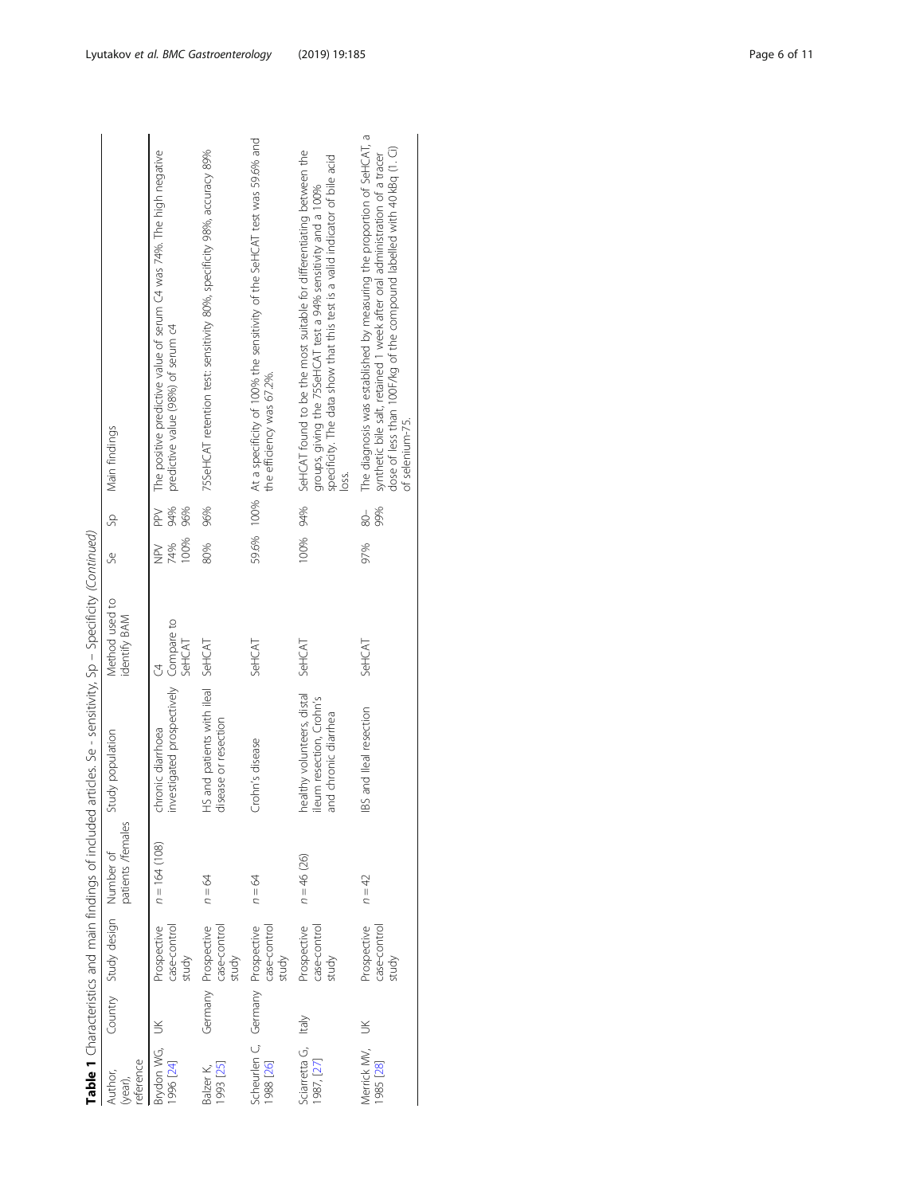**Table 1** Characteristics and main findings of included articles. Se - sensitivity, Sp – Specificity *(Continued)*

| Author, (year), reference | Country | Study design | Number of patients /females | Study population | Method used to identify BAM | Se | Sp | Main findings |
|---|---|---|---|---|---|---|---|---|
| Brydon WG, 1996 [24] | UK | Prospective case-control study | *n* = 164 (108) | chronic diarrhoea investigated prospectively | C4 Compare to SeHCAT | NPV 74% 100% | PPV 94% 96% | The positive predictive value of serum C4 was 74%. The high negative predictive value (98%) of serum c4 |
| Balzer K, 1993 [25] | Germany | Prospective case-control study | *n* = 64 | HS and patients with ileal disease or resection | SeHCAT | 80% | 96% | 75SeHCAT retention test: sensitivity 80%, specificity 98%, accuracy 89% |
| Scheurlen C, 1988 [26] | Germany | Prospective case-control study | *n* = 64 | Crohn's disease | SeHCAT | 59.6% | 100% | At a specificity of 100% the sensitivity of the SeHCAT test was 59.6% and the efficiency was 67.2%. |
| Sciarretta G, 1987, [27] | Italy | Prospective case-control study | *n* = 46 (26) | healthy volunteers, distal ileum resection, Crohn's and chronic diarrhea | SeHCAT | 100% | 94% | SeHCAT found to be the most suitable for differentiating between the groups, giving the 75SeHCAT test a 94% sensitivity and a 100% specificity. The data show that this test is a valid indicator of bile acid loss. |
| Merrick MV, 1985 [28] | UK | Prospective case-control study | *n* = 42 | IBS and Ileal resection | SeHCAT | 97% | 80–99% | The diagnosis was established by measuring the proportion of SeHCAT, a synthetic bile salt, retained 1 week after oral administration of a tracer dose of less than 100F/kg of the compound labelled with 40 kBq (1. Ci) of selenium-75. |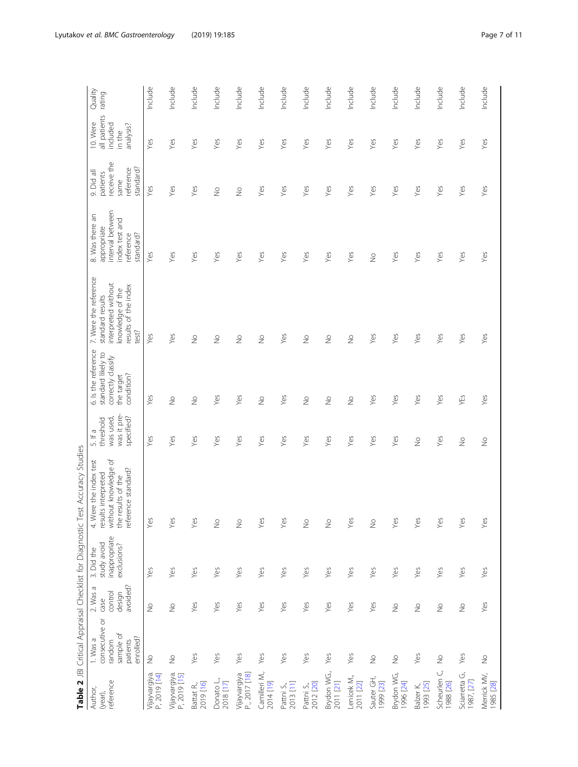**Table 2** JBI Critical Appraisal Checklist for Diagnostic Test Accuracy Studies

| Author, (year), reference | 1. Was a consecutive or random sample of patients enrolled? | 2. Was a case control design avoided? | 3. Did the study avoid inappropriate exclusions? | 4. Were the index test results interpreted without knowledge of the results of the reference standard? | 5. If a threshold was used, was it pre-specified? | 6. Is the reference standard likely to correctly classify the target condition? | 7. Were the reference standard results interpreted without knowledge of the results of the index test? | 8. Was there an appropriate interval between index test and reference standard? | 9. Did all patients receive the same reference standard? | 10. Were all patients included in the analysis? | Quality rating |
|---|---|---|---|---|---|---|---|---|---|---|---|
| Vijayvargiya. P., 2019 [14] | No | No | Yes | Yes | Yes | Yes | Yes | Yes | Yes | Yes | Include |
| Vijayvargiya. P., 2019 [15] | No | No | Yes | Yes | Yes | No | Yes | Yes | Yes | Yes | Include |
| Battat R., 2019 [16] | Yes | Yes | Yes | Yes | Yes | No | No | Yes | Yes | Yes | Include |
| Donato L., 2018 [17] | Yes | Yes | Yes | No | Yes | Yes | No | Yes | No | Yes | Include |
| Vijayvargiya P., 2017 [18] | Yes | Yes | Yes | No | Yes | Yes | No | Yes | No | Yes | Include |
| Camilleri M., 2014 [19] | Yes | Yes | Yes | Yes | Yes | No | No | Yes | Yes | Yes | Include |
| Pattni S., 2013 [11] | Yes | Yes | Yes | Yes | Yes | Yes | Yes | Yes | Yes | Yes | Include |
| Pattni S., 2012 [20] | Yes | Yes | Yes | No | Yes | No | No | Yes | Yes | Yes | Include |
| Brydon WG., 2011 [21] | Yes | Yes | Yes | No | Yes | No | No | Yes | Yes | Yes | Include |
| Lenicek M., 2011 [22] | Yes | Yes | Yes | Yes | Yes | No | No | Yes | Yes | Yes | Include |
| Sauter GH., 1999 [23] | No | Yes | Yes | No | Yes | Yes | Yes | No | Yes | Yes | Include |
| Brydon WG., 1996 [24] | No | No | Yes | Yes | Yes | Yes | Yes | Yes | Yes | Yes | Include |
| Balzer K., 1993 [25] | Yes | No | Yes | Yes | No | Yes | Yes | Yes | Yes | Yes | Include |
| Scheurlen C., 1988 [26] | No | No | Yes | Yes | Yes | Yes | Yes | Yes | Yes | Yes | Include |
| Sciarretta G., 1987, [27] | Yes | No | Yes | Yes | No | YEs | Yes | Yes | Yes | Yes | Include |
| Merrick MV., 1985 [28] | No | Yes | Yes | Yes | No | Yes | Yes | Yes | Yes | Yes | Include |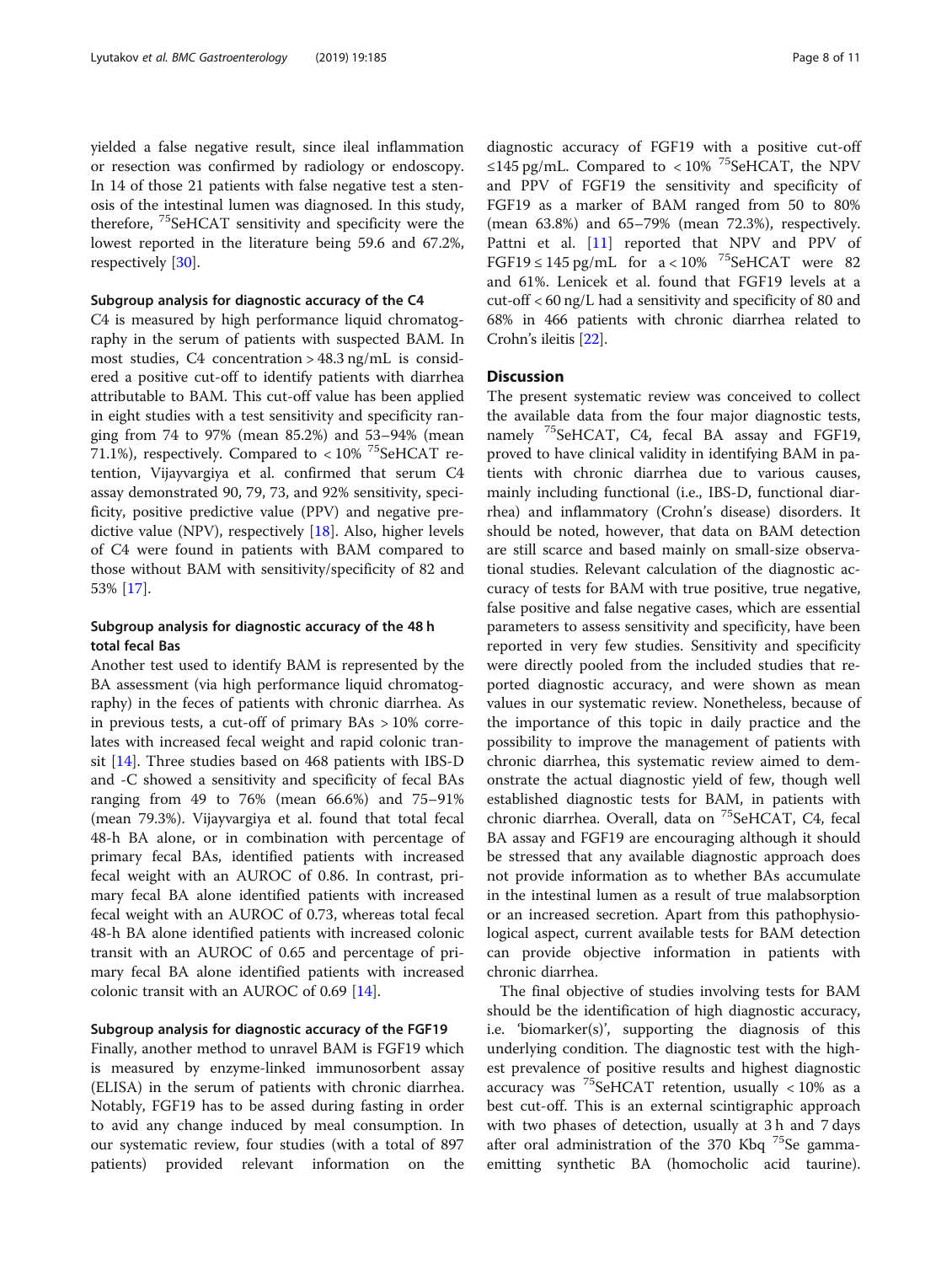yielded a false negative result, since ileal inflammation or resection was confirmed by radiology or endoscopy. In 14 of those 21 patients with false negative test a stenosis of the intestinal lumen was diagnosed. In this study, therefore, $^{75}$SeHCAT sensitivity and specificity were the lowest reported in the literature being 59.6 and 67.2%, respectively [30].

#### Subgroup analysis for diagnostic accuracy of the C4

C4 is measured by high performance liquid chromatography in the serum of patients with suspected BAM. In most studies, C4 concentration > 48.3 ng/mL is considered a positive cut-off to identify patients with diarrhea attributable to BAM. This cut-off value has been applied in eight studies with a test sensitivity and specificity ranging from 74 to 97% (mean 85.2%) and 53–94% (mean 71.1%), respectively. Compared to < 10% $^{75}$SeHCAT retention, Vijayvargiya et al. confirmed that serum C4 assay demonstrated 90, 79, 73, and 92% sensitivity, specificity, positive predictive value (PPV) and negative predictive value (NPV), respectively [18]. Also, higher levels of C4 were found in patients with BAM compared to those without BAM with sensitivity/specificity of 82 and 53% [17].

#### Subgroup analysis for diagnostic accuracy of the 48 h total fecal Bas

Another test used to identify BAM is represented by the BA assessment (via high performance liquid chromatography) in the feces of patients with chronic diarrhea. As in previous tests, a cut-off of primary BAs > 10% correlates with increased fecal weight and rapid colonic transit [14]. Three studies based on 468 patients with IBS-D and -C showed a sensitivity and specificity of fecal BAs ranging from 49 to 76% (mean 66.6%) and 75–91% (mean 79.3%). Vijayvargiya et al. found that total fecal 48-h BA alone, or in combination with percentage of primary fecal BAs, identified patients with increased fecal weight with an AUROC of 0.86. In contrast, primary fecal BA alone identified patients with increased fecal weight with an AUROC of 0.73, whereas total fecal 48-h BA alone identified patients with increased colonic transit with an AUROC of 0.65 and percentage of primary fecal BA alone identified patients with increased colonic transit with an AUROC of 0.69 [14].

#### Subgroup analysis for diagnostic accuracy of the FGF19

Finally, another method to unravel BAM is FGF19 which is measured by enzyme-linked immunosorbent assay (ELISA) in the serum of patients with chronic diarrhea. Notably, FGF19 has to be assed during fasting in order to avid any change induced by meal consumption. In our systematic review, four studies (with a total of 897 patients) provided relevant information on the diagnostic accuracy of FGF19 with a positive cut-off ≤145 pg/mL. Compared to < 10% $^{75}$SeHCAT, the NPV and PPV of FGF19 the sensitivity and specificity of FGF19 as a marker of BAM ranged from 50 to 80% (mean 63.8%) and 65–79% (mean 72.3%), respectively. Pattni et al. [11] reported that NPV and PPV of FGF19 ≤ 145 pg/mL for a < 10% $^{75}$SeHCAT were 82 and 61%. Lenicek et al. found that FGF19 levels at a cut-off < 60 ng/L had a sensitivity and specificity of 80 and 68% in 466 patients with chronic diarrhea related to Crohn's ileitis [22].

## Discussion

The present systematic review was conceived to collect the available data from the four major diagnostic tests, namely $^{75}$SeHCAT, C4, fecal BA assay and FGF19, proved to have clinical validity in identifying BAM in patients with chronic diarrhea due to various causes, mainly including functional (i.e., IBS-D, functional diarrhea) and inflammatory (Crohn's disease) disorders. It should be noted, however, that data on BAM detection are still scarce and based mainly on small-size observational studies. Relevant calculation of the diagnostic accuracy of tests for BAM with true positive, true negative, false positive and false negative cases, which are essential parameters to assess sensitivity and specificity, have been reported in very few studies. Sensitivity and specificity were directly pooled from the included studies that reported diagnostic accuracy, and were shown as mean values in our systematic review. Nonetheless, because of the importance of this topic in daily practice and the possibility to improve the management of patients with chronic diarrhea, this systematic review aimed to demonstrate the actual diagnostic yield of few, though well established diagnostic tests for BAM, in patients with chronic diarrhea. Overall, data on $^{75}$SeHCAT, C4, fecal BA assay and FGF19 are encouraging although it should be stressed that any available diagnostic approach does not provide information as to whether BAs accumulate in the intestinal lumen as a result of true malabsorption or an increased secretion. Apart from this pathophysiological aspect, current available tests for BAM detection can provide objective information in patients with chronic diarrhea.

The final objective of studies involving tests for BAM should be the identification of high diagnostic accuracy, i.e. 'biomarker(s)', supporting the diagnosis of this underlying condition. The diagnostic test with the highest prevalence of positive results and highest diagnostic accuracy was $^{75}$SeHCAT retention, usually < 10% as a best cut-off. This is an external scintigraphic approach with two phases of detection, usually at 3 h and 7 days after oral administration of the 370 Kbq $^{75}$Se gamma-emitting synthetic BA (homocholic acid taurine).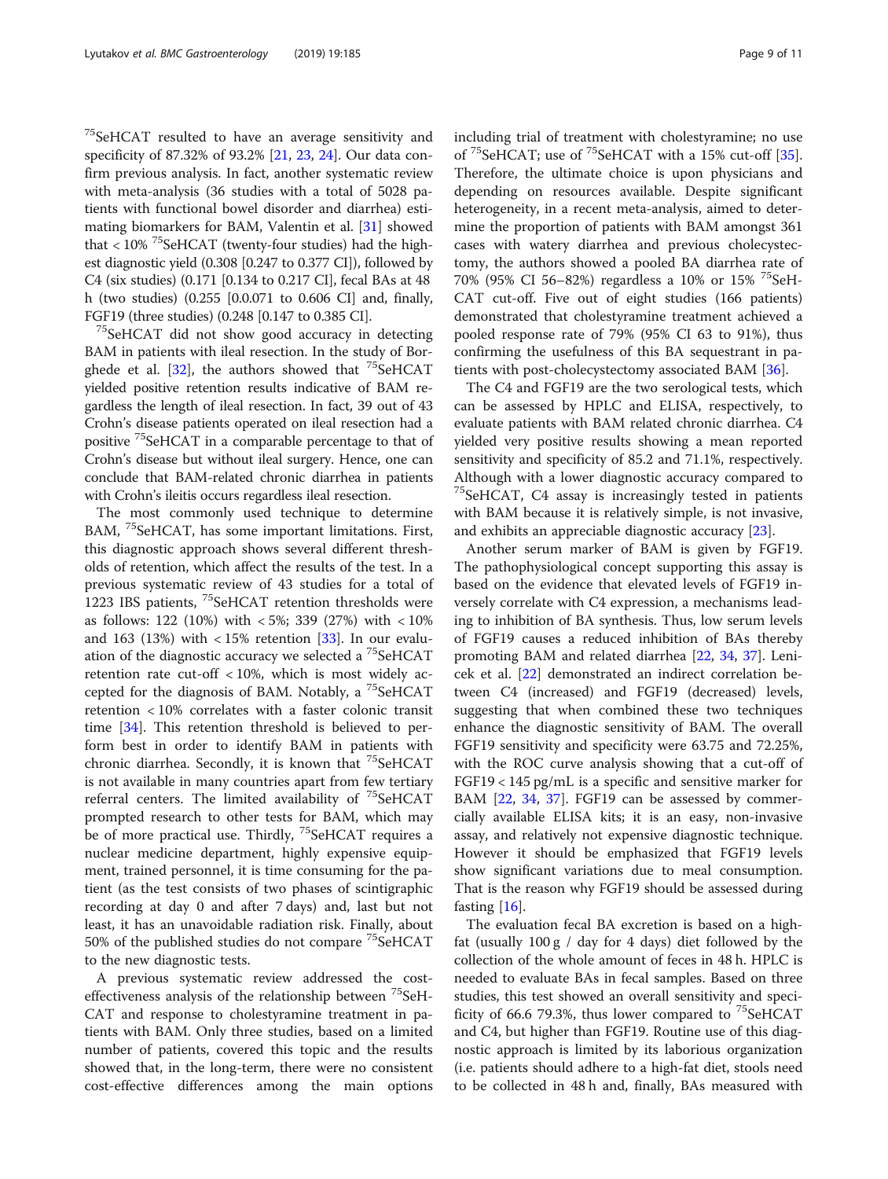$^{75}$SeHCAT resulted to have an average sensitivity and specificity of 87.32% of 93.2% [21, 23, 24]. Our data confirm previous analysis. In fact, another systematic review with meta-analysis (36 studies with a total of 5028 patients with functional bowel disorder and diarrhea) estimating biomarkers for BAM, Valentin et al. [31] showed that < 10% $^{75}$SeHCAT (twenty-four studies) had the highest diagnostic yield (0.308 [0.247 to 0.377 CI]), followed by C4 (six studies) (0.171 [0.134 to 0.217 CI], fecal BAs at 48 h (two studies) (0.255 [0.0.071 to 0.606 CI] and, finally, FGF19 (three studies) (0.248 [0.147 to 0.385 CI].

$^{75}$SeHCAT did not show good accuracy in detecting BAM in patients with ileal resection. In the study of Borghede et al. [32], the authors showed that $^{75}$SeHCAT yielded positive retention results indicative of BAM regardless the length of ileal resection. In fact, 39 out of 43 Crohn's disease patients operated on ileal resection had a positive $^{75}$SeHCAT in a comparable percentage to that of Crohn's disease but without ileal surgery. Hence, one can conclude that BAM-related chronic diarrhea in patients with Crohn's ileitis occurs regardless ileal resection.

The most commonly used technique to determine BAM, $^{75}$SeHCAT, has some important limitations. First, this diagnostic approach shows several different thresholds of retention, which affect the results of the test. In a previous systematic review of 43 studies for a total of 1223 IBS patients, $^{75}$SeHCAT retention thresholds were as follows: 122 (10%) with < 5%; 339 (27%) with < 10% and 163 (13%) with < 15% retention [33]. In our evaluation of the diagnostic accuracy we selected a $^{75}$SeHCAT retention rate cut-off < 10%, which is most widely accepted for the diagnosis of BAM. Notably, a $^{75}$SeHCAT retention < 10% correlates with a faster colonic transit time [34]. This retention threshold is believed to perform best in order to identify BAM in patients with chronic diarrhea. Secondly, it is known that $^{75}$SeHCAT is not available in many countries apart from few tertiary referral centers. The limited availability of $^{75}$SeHCAT prompted research to other tests for BAM, which may be of more practical use. Thirdly, $^{75}$SeHCAT requires a nuclear medicine department, highly expensive equipment, trained personnel, it is time consuming for the patient (as the test consists of two phases of scintigraphic recording at day 0 and after 7 days) and, last but not least, it has an unavoidable radiation risk. Finally, about 50% of the published studies do not compare $^{75}$SeHCAT to the new diagnostic tests.

A previous systematic review addressed the cost-effectiveness analysis of the relationship between $^{75}$SeHCAT and response to cholestyramine treatment in patients with BAM. Only three studies, based on a limited number of patients, covered this topic and the results showed that, in the long-term, there were no consistent cost-effective differences among the main options including trial of treatment with cholestyramine; no use of $^{75}$SeHCAT; use of $^{75}$SeHCAT with a 15% cut-off [35]. Therefore, the ultimate choice is upon physicians and depending on resources available. Despite significant heterogeneity, in a recent meta-analysis, aimed to determine the proportion of patients with BAM amongst 361 cases with watery diarrhea and previous cholecystectomy, the authors showed a pooled BA diarrhea rate of 70% (95% CI 56–82%) regardless a 10% or 15% $^{75}$SeHCAT cut-off. Five out of eight studies (166 patients) demonstrated that cholestyramine treatment achieved a pooled response rate of 79% (95% CI 63 to 91%), thus confirming the usefulness of this BA sequestrant in patients with post-cholecystectomy associated BAM [36].

The C4 and FGF19 are the two serological tests, which can be assessed by HPLC and ELISA, respectively, to evaluate patients with BAM related chronic diarrhea. C4 yielded very positive results showing a mean reported sensitivity and specificity of 85.2 and 71.1%, respectively. Although with a lower diagnostic accuracy compared to $^{75}$SeHCAT, C4 assay is increasingly tested in patients with BAM because it is relatively simple, is not invasive, and exhibits an appreciable diagnostic accuracy [23].

Another serum marker of BAM is given by FGF19. The pathophysiological concept supporting this assay is based on the evidence that elevated levels of FGF19 inversely correlate with C4 expression, a mechanisms leading to inhibition of BA synthesis. Thus, low serum levels of FGF19 causes a reduced inhibition of BAs thereby promoting BAM and related diarrhea [22, 34, 37]. Lenicek et al. [22] demonstrated an indirect correlation between C4 (increased) and FGF19 (decreased) levels, suggesting that when combined these two techniques enhance the diagnostic sensitivity of BAM. The overall FGF19 sensitivity and specificity were 63.75 and 72.25%, with the ROC curve analysis showing that a cut-off of FGF19 < 145 pg/mL is a specific and sensitive marker for BAM [22, 34, 37]. FGF19 can be assessed by commercially available ELISA kits; it is an easy, non-invasive assay, and relatively not expensive diagnostic technique. However it should be emphasized that FGF19 levels show significant variations due to meal consumption. That is the reason why FGF19 should be assessed during fasting [16].

The evaluation fecal BA excretion is based on a high-fat (usually 100 g / day for 4 days) diet followed by the collection of the whole amount of feces in 48 h. HPLC is needed to evaluate BAs in fecal samples. Based on three studies, this test showed an overall sensitivity and specificity of 66.6 79.3%, thus lower compared to $^{75}$SeHCAT and C4, but higher than FGF19. Routine use of this diagnostic approach is limited by its laborious organization (i.e. patients should adhere to a high-fat diet, stools need to be collected in 48 h and, finally, BAs measured with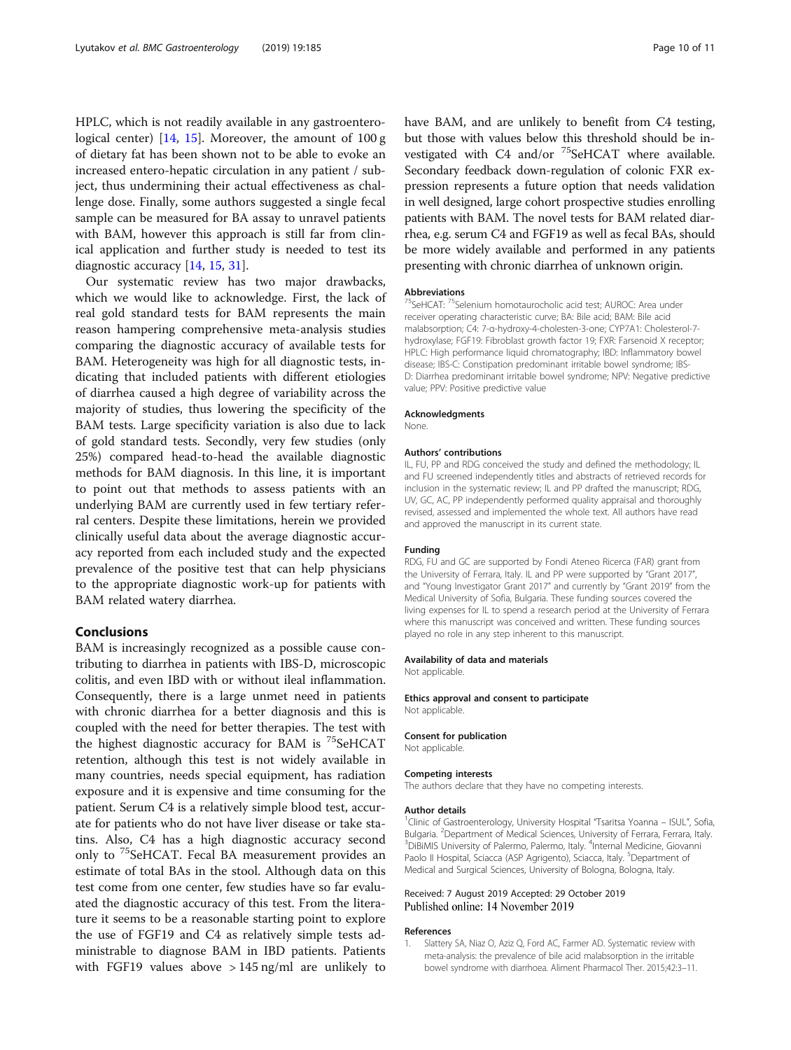HPLC, which is not readily available in any gastroenterological center) [14, 15]. Moreover, the amount of 100 g of dietary fat has been shown not to be able to evoke an increased entero-hepatic circulation in any patient / subject, thus undermining their actual effectiveness as challenge dose. Finally, some authors suggested a single fecal sample can be measured for BA assay to unravel patients with BAM, however this approach is still far from clinical application and further study is needed to test its diagnostic accuracy [14, 15, 31].

Our systematic review has two major drawbacks, which we would like to acknowledge. First, the lack of real gold standard tests for BAM represents the main reason hampering comprehensive meta-analysis studies comparing the diagnostic accuracy of available tests for BAM. Heterogeneity was high for all diagnostic tests, indicating that included patients with different etiologies of diarrhea caused a high degree of variability across the majority of studies, thus lowering the specificity of the BAM tests. Large specificity variation is also due to lack of gold standard tests. Secondly, very few studies (only 25%) compared head-to-head the available diagnostic methods for BAM diagnosis. In this line, it is important to point out that methods to assess patients with an underlying BAM are currently used in few tertiary referral centers. Despite these limitations, herein we provided clinically useful data about the average diagnostic accuracy reported from each included study and the expected prevalence of the positive test that can help physicians to the appropriate diagnostic work-up for patients with BAM related watery diarrhea.

## Conclusions

BAM is increasingly recognized as a possible cause contributing to diarrhea in patients with IBS-D, microscopic colitis, and even IBD with or without ileal inflammation. Consequently, there is a large unmet need in patients with chronic diarrhea for a better diagnosis and this is coupled with the need for better therapies. The test with the highest diagnostic accuracy for BAM is $^{75}$SeHCAT retention, although this test is not widely available in many countries, needs special equipment, has radiation exposure and it is expensive and time consuming for the patient. Serum C4 is a relatively simple blood test, accurate for patients who do not have liver disease or take statins. Also, C4 has a high diagnostic accuracy second only to $^{75}$SeHCAT. Fecal BA measurement provides an estimate of total BAs in the stool. Although data on this test come from one center, few studies have so far evaluated the diagnostic accuracy of this test. From the literature it seems to be a reasonable starting point to explore the use of FGF19 and C4 as relatively simple tests administrable to diagnose BAM in IBD patients. Patients with FGF19 values above > 145 ng/ml are unlikely to have BAM, and are unlikely to benefit from C4 testing, but those with values below this threshold should be investigated with C4 and/or $^{75}$SeHCAT where available. Secondary feedback down-regulation of colonic FXR expression represents a future option that needs validation in well designed, large cohort prospective studies enrolling patients with BAM. The novel tests for BAM related diarrhea, e.g. serum C4 and FGF19 as well as fecal BAs, should be more widely available and performed in any patients presenting with chronic diarrhea of unknown origin.

#### Abbreviations

$^{75}$SeHCAT: $^{75}$Selenium homotaurocholic acid test; AUROC: Area under receiver operating characteristic curve; BA: Bile acid; BAM: Bile acid malabsorption; C4: 7-α-hydroxy-4-cholesten-3-one; CYP7A1: Cholesterol-7-hydroxylase; FGF19: Fibroblast growth factor 19; FXR: Farsenoid X receptor; HPLC: High performance liquid chromatography; IBD: Inflammatory bowel disease; IBS-C: Constipation predominant irritable bowel syndrome; IBS-D: Diarrhea predominant irritable bowel syndrome; NPV: Negative predictive value; PPV: Positive predictive value

#### Acknowledgments

None.

#### Authors' contributions

IL, FU, PP and RDG conceived the study and defined the methodology; IL and FU screened independently titles and abstracts of retrieved records for inclusion in the systematic review; IL and PP drafted the manuscript; RDG, UV, GC, AC, PP independently performed quality appraisal and thoroughly revised, assessed and implemented the whole text. All authors have read and approved the manuscript in its current state.

#### Funding

RDG, FU and GC are supported by Fondi Ateneo Ricerca (FAR) grant from the University of Ferrara, Italy. IL and PP were supported by "Grant 2017", and "Young Investigator Grant 2017" and currently by "Grant 2019" from the Medical University of Sofia, Bulgaria. These funding sources covered the living expenses for IL to spend a research period at the University of Ferrara where this manuscript was conceived and written. These funding sources played no role in any step inherent to this manuscript.

#### Availability of data and materials

Not applicable.

#### Ethics approval and consent to participate

Not applicable.

#### Consent for publication

Not applicable.

#### Competing interests

The authors declare that they have no competing interests.

#### Author details

[1]Clinic of Gastroenterology, University Hospital "Tsaritsa Yoanna – ISUL", Sofia, Bulgaria. [2]Department of Medical Sciences, University of Ferrara, Ferrara, Italy. [3]DiBiMIS University of Palermo, Palermo, Italy. [4]Internal Medicine, Giovanni Paolo II Hospital, Sciacca (ASP Agrigento), Sciacca, Italy. [5]Department of Medical and Surgical Sciences, University of Bologna, Bologna, Italy.

Received: 7 August 2019 Accepted: 29 October 2019
Published online: 14 November 2019

#### References

1. Slattery SA, Niaz O, Aziz Q, Ford AC, Farmer AD. Systematic review with meta-analysis: the prevalence of bile acid malabsorption in the irritable bowel syndrome with diarrhoea. Aliment Pharmacol Ther. 2015;42:3–11.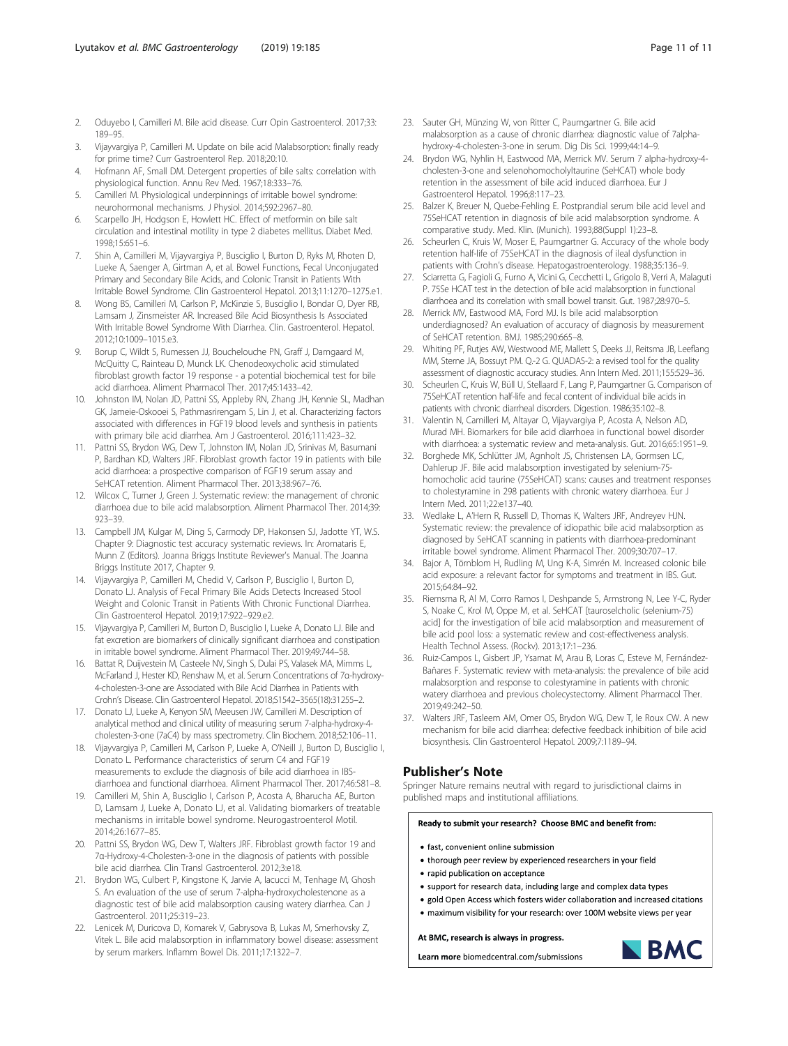2. Oduyebo I, Camilleri M. Bile acid disease. Curr Opin Gastroenterol. 2017;33:189–95.
3. Vijayvargiya P, Camilleri M. Update on bile acid Malabsorption: finally ready for prime time? Curr Gastroenterol Rep. 2018;20:10.
4. Hofmann AF, Small DM. Detergent properties of bile salts: correlation with physiological function. Annu Rev Med. 1967;18:333–76.
5. Camilleri M. Physiological underpinnings of irritable bowel syndrome: neurohormonal mechanisms. J Physiol. 2014;592:2967–80.
6. Scarpello JH, Hodgson E, Howlett HC. Effect of metformin on bile salt circulation and intestinal motility in type 2 diabetes mellitus. Diabet Med. 1998;15:651–6.
7. Shin A, Camilleri M, Vijayvargiya P, Busciglio I, Burton D, Ryks M, Rhoten D, Lueke A, Saenger A, Girtman A, et al. Bowel Functions, Fecal Unconjugated Primary and Secondary Bile Acids, and Colonic Transit in Patients With Irritable Bowel Syndrome. Clin Gastroenterol Hepatol. 2013;11:1270–1275.e1.
8. Wong BS, Camilleri M, Carlson P, McKinzie S, Busciglio I, Bondar O, Dyer RB, Lamsam J, Zinsmeister AR. Increased Bile Acid Biosynthesis Is Associated With Irritable Bowel Syndrome With Diarrhea. Clin. Gastroenterol. Hepatol. 2012;10:1009–1015.e3.
9. Borup C, Wildt S, Rumessen JJ, Bouchelouche PN, Graff J, Damgaard M, McQuitty C, Rainteau D, Munck LK. Chenodeoxycholic acid stimulated fibroblast growth factor 19 response - a potential biochemical test for bile acid diarrhoea. Aliment Pharmacol Ther. 2017;45:1433–42.
10. Johnston IM, Nolan JD, Pattni SS, Appleby RN, Zhang JH, Kennie SL, Madhan GK, Jameie-Oskooei S, Pathmasrirengam S, Lin J, et al. Characterizing factors associated with differences in FGF19 blood levels and synthesis in patients with primary bile acid diarrhea. Am J Gastroenterol. 2016;111:423–32.
11. Pattni SS, Brydon WG, Dew T, Johnston IM, Nolan JD, Srinivas M, Basumani P, Bardhan KD, Walters JRF. Fibroblast growth factor 19 in patients with bile acid diarrhoea: a prospective comparison of FGF19 serum assay and SeHCAT retention. Aliment Pharmacol Ther. 2013;38:967–76.
12. Wilcox C, Turner J, Green J. Systematic review: the management of chronic diarrhoea due to bile acid malabsorption. Aliment Pharmacol Ther. 2014;39:923–39.
13. Campbell JM, Kulgar M, Ding S, Carmody DP, Hakonsen SJ, Jadotte YT, W.S. Chapter 9: Diagnostic test accuracy systematic reviews. In: Aromataris E, Munn Z (Editors). Joanna Briggs Institute Reviewer's Manual. The Joanna Briggs Institute 2017, Chapter 9.
14. Vijayvargiya P, Camilleri M, Chedid V, Carlson P, Busciglio I, Burton D, Donato LJ. Analysis of Fecal Primary Bile Acids Detects Increased Stool Weight and Colonic Transit in Patients With Chronic Functional Diarrhea. Clin Gastroenterol Hepatol. 2019;17:922–929.e2.
15. Vijayvargiya P, Camilleri M, Burton D, Busciglio I, Lueke A, Donato LJ. Bile and fat excretion are biomarkers of clinically significant diarrhoea and constipation in irritable bowel syndrome. Aliment Pharmacol Ther. 2019;49:744–58.
16. Battat R, Duijvestein M, Casteele NV, Singh S, Dulai PS, Valasek MA, Mimms L, McFarland J, Hester KD, Renshaw M, et al. Serum Concentrations of 7α-hydroxy-4-cholesten-3-one are Associated with Bile Acid Diarrhea in Patients with Crohn's Disease. Clin Gastroenterol Hepatol. 2018;S1542–3565(18):31255–2.
17. Donato LJ, Lueke A, Kenyon SM, Meeusen JW, Camilleri M. Description of analytical method and clinical utility of measuring serum 7-alpha-hydroxy-4-cholesten-3-one (7aC4) by mass spectrometry. Clin Biochem. 2018;52:106–11.
18. Vijayvargiya P, Camilleri M, Carlson P, Lueke A, O'Neill J, Burton D, Busciglio I, Donato L. Performance characteristics of serum C4 and FGF19 measurements to exclude the diagnosis of bile acid diarrhoea in IBS-diarrhoea and functional diarrhoea. Aliment Pharmacol Ther. 2017;46:581–8.
19. Camilleri M, Shin A, Busciglio I, Carlson P, Acosta A, Bharucha AE, Burton D, Lamsam J, Lueke A, Donato LJ, et al. Validating biomarkers of treatable mechanisms in irritable bowel syndrome. Neurogastroenterol Motil. 2014;26:1677–85.
20. Pattni SS, Brydon WG, Dew T, Walters JRF. Fibroblast growth factor 19 and 7α-Hydroxy-4-Cholesten-3-one in the diagnosis of patients with possible bile acid diarrhea. Clin Transl Gastroenterol. 2012;3:e18.
21. Brydon WG, Culbert P, Kingstone K, Jarvie A, Iacucci M, Tenhage M, Ghosh S. An evaluation of the use of serum 7-alpha-hydroxycholestenone as a diagnostic test of bile acid malabsorption causing watery diarrhea. Can J Gastroenterol. 2011;25:319–23.
22. Lenicek M, Duricova D, Komarek V, Gabrysova B, Lukas M, Smerhovsky Z, Vitek L. Bile acid malabsorption in inflammatory bowel disease: assessment by serum markers. Inflamm Bowel Dis. 2011;17:1322–7.
23. Sauter GH, Münzing W, von Ritter C, Paumgartner G. Bile acid malabsorption as a cause of chronic diarrhea: diagnostic value of 7alpha-hydroxy-4-cholesten-3-one in serum. Dig Dis Sci. 1999;44:14–9.
24. Brydon WG, Nyhlin H, Eastwood MA, Merrick MV. Serum 7 alpha-hydroxy-4-cholesten-3-one and selenohomocholyltaurine (SeHCAT) whole body retention in the assessment of bile acid induced diarrhoea. Eur J Gastroenterol Hepatol. 1996;8:117–23.
25. Balzer K, Breuer N, Quebe-Fehling E. Postprandial serum bile acid level and 75SeHCAT retention in diagnosis of bile acid malabsorption syndrome. A comparative study. Med. Klin. (Munich). 1993;88(Suppl 1):23–8.
26. Scheurlen C, Kruis W, Moser E, Paumgartner G. Accuracy of the whole body retention half-life of 75SeHCAT in the diagnosis of ileal dysfunction in patients with Crohn's disease. Hepatogastroenterology. 1988;35:136–9.
27. Sciarretta G, Fagioli G, Furno A, Vicini G, Cecchetti L, Grigolo B, Verri A, Malaguti P. 75Se HCAT test in the detection of bile acid malabsorption in functional diarrhoea and its correlation with small bowel transit. Gut. 1987;28:970–5.
28. Merrick MV, Eastwood MA, Ford MJ. Is bile acid malabsorption underdiagnosed? An evaluation of accuracy of diagnosis by measurement of SeHCAT retention. BMJ. 1985;290:665–8.
29. Whiting PF, Rutjes AW, Westwood ME, Mallett S, Deeks JJ, Reitsma JB, Leeflang MM, Sterne JA, Bossuyt PM. Q.-2 G. QUADAS-2: a revised tool for the quality assessment of diagnostic accuracy studies. Ann Intern Med. 2011;155:529–36.
30. Scheurlen C, Kruis W, Büll U, Stellaard F, Lang P, Paumgartner G. Comparison of 75SeHCAT retention half-life and fecal content of individual bile acids in patients with chronic diarrheal disorders. Digestion. 1986;35:102–8.
31. Valentin N, Camilleri M, Altayar O, Vijayvargiya P, Acosta A, Nelson AD, Murad MH. Biomarkers for bile acid diarrhoea in functional bowel disorder with diarrhoea: a systematic review and meta-analysis. Gut. 2016;65:1951–9.
32. Borghede MK, Schlütter JM, Agnholt JS, Christensen LA, Gormsen LC, Dahlerup JF. Bile acid malabsorption investigated by selenium-75-homocholic acid taurine (75SeHCAT) scans: causes and treatment responses to cholestyramine in 298 patients with chronic watery diarrhoea. Eur J Intern Med. 2011;22:e137–40.
33. Wedlake L, A'Hern R, Russell D, Thomas K, Walters JRF, Andreyev HJN. Systematic review: the prevalence of idiopathic bile acid malabsorption as diagnosed by SeHCAT scanning in patients with diarrhoea-predominant irritable bowel syndrome. Aliment Pharmacol Ther. 2009;30:707–17.
34. Bajor A, Törnblom H, Rudling M, Ung K-A, Simrén M. Increased colonic bile acid exposure: a relevant factor for symptoms and treatment in IBS. Gut. 2015;64:84–92.
35. Riemsma R, Al M, Corro Ramos I, Deshpande S, Armstrong N, Lee Y-C, Ryder S, Noake C, Krol M, Oppe M, et al. SeHCAT [tauroselcholic (selenium-75) acid] for the investigation of bile acid malabsorption and measurement of bile acid pool loss: a systematic review and cost-effectiveness analysis. Health Technol Assess. (Rockv). 2013;17:1–236.
36. Ruiz-Campos L, Gisbert JP, Ysamat M, Arau B, Loras C, Esteve M, Fernández-Bañares F. Systematic review with meta-analysis: the prevalence of bile acid malabsorption and response to colestyramine in patients with chronic watery diarrhoea and previous cholecystectomy. Aliment Pharmacol Ther. 2019;49:242–50.
37. Walters JRF, Tasleem AM, Omer OS, Brydon WG, Dew T, le Roux CW. A new mechanism for bile acid diarrhea: defective feedback inhibition of bile acid biosynthesis. Clin Gastroenterol Hepatol. 2009;7:1189–94.

## Publisher's Note

Springer Nature remains neutral with regard to jurisdictional claims in published maps and institutional affiliations.

**Ready to submit your research? Choose BMC and benefit from:**

- fast, convenient online submission
- thorough peer review by experienced researchers in your field
- rapid publication on acceptance
- support for research data, including large and complex data types
- gold Open Access which fosters wider collaboration and increased citations
- maximum visibility for your research: over 100M website views per year

**At BMC, research is always in progress.**

**Learn more** biomedcentral.com/submissions